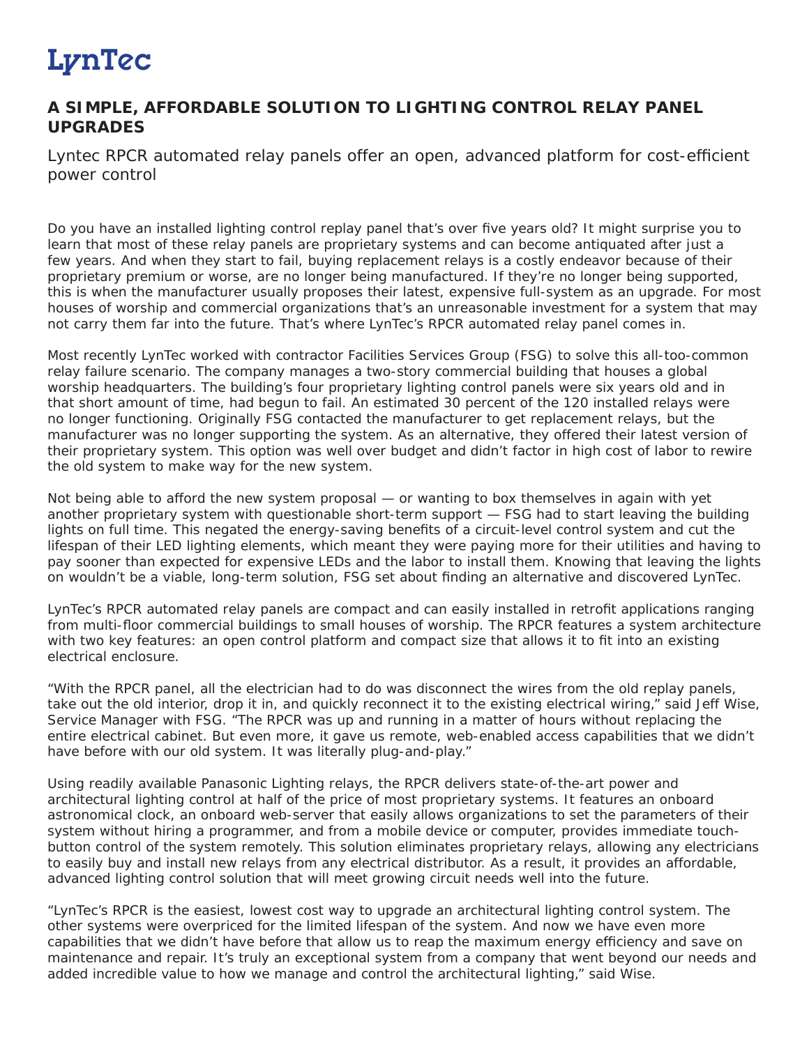LynTec

## A SIMPLE, AFFORDABLE SOLUTION TO LIGHTING CONTROL RELAY PANEL UPGRADES

Lyntec RPCR automated relay panels offer an open, advanced platform for cost-efficient power control

Do you have an installed lighting control replay panel that's over five years old? It might surprise you to learn that most of these relay panels are proprietary systems and can become antiquated after just a few years. And when they start to fail, buying replacement relays is a costly endeavor because of their proprietary premium or worse, are no longer being manufactured. If they're no longer being supported, this is when the manufacturer usually proposes their latest, expensive full-system as an upgrade. For most houses of worship and commercial organizations that's an unreasonable investment for a system that may not carry them far into the future. That's where LynTec's RPCR automated relay panel comes in.

Most recently LynTec worked with contractor Facilities Services Group (FSG) to solve this all-too-common relay failure scenario. The company manages a two-story commercial building that houses a global worship headquarters. The building's four proprietary lighting control panels were six years old and in that short amount of time, had begun to fail. An estimated 30 percent of the 120 installed relays were no longer functioning. Originally FSG contacted the manufacturer to get replacement relays, but the manufacturer was no longer supporting the system. As an alternative, they offered their latest version of their proprietary system. This option was well over budget and didn't factor in high cost of labor to rewire the old system to make way for the new system.

Not being able to afford the new system proposal — or wanting to box themselves in again with yet another proprietary system with questionable short-term support — FSG had to start leaving the building lights on full time. This negated the energy-saving benefits of a circuit-level control system and cut the lifespan of their LED lighting elements, which meant they were paying more for their utilities and having to pay sooner than expected for expensive LEDs and the labor to install them. Knowing that leaving the lights on wouldn't be a viable, long-term solution, FSG set about finding an alternative and discovered LynTec.

LynTec's RPCR automated relay panels are compact and can easily installed in retrofit applications ranging from multi-floor commercial buildings to small houses of worship. The RPCR features a system architecture with two key features: an open control platform and compact size that allows it to fit into an existing electrical enclosure.

"With the RPCR panel, all the electrician had to do was disconnect the wires from the old replay panels, take out the old interior, drop it in, and quickly reconnect it to the existing electrical wiring," said Jeff Wise, Service Manager with FSG. "The RPCR was up and running in a matter of hours without replacing the entire electrical cabinet. But even more, it gave us remote, web-enabled access capabilities that we didn't have before with our old system. It was literally plug-and-play."

Using readily available Panasonic Lighting relays, the RPCR delivers state-of-the-art power and architectural lighting control at half of the price of most proprietary systems. It features an onboard astronomical clock, an onboard web-server that easily allows organizations to set the parameters of their system without hiring a programmer, and from a mobile device or computer, provides immediate touch-button control of the system remotely. This solution eliminates proprietary relays, allowing any electricians to easily buy and install new relays from any electrical distributor. As a result, it provides an affordable, advanced lighting control solution that will meet growing circuit needs well into the future.

"LynTec's RPCR is the easiest, lowest cost way to upgrade an architectural lighting control system. The other systems were overpriced for the limited lifespan of the system. And now we have even more capabilities that we didn't have before that allow us to reap the maximum energy efficiency and save on maintenance and repair. It's truly an exceptional system from a company that went beyond our needs and added incredible value to how we manage and control the architectural lighting," said Wise.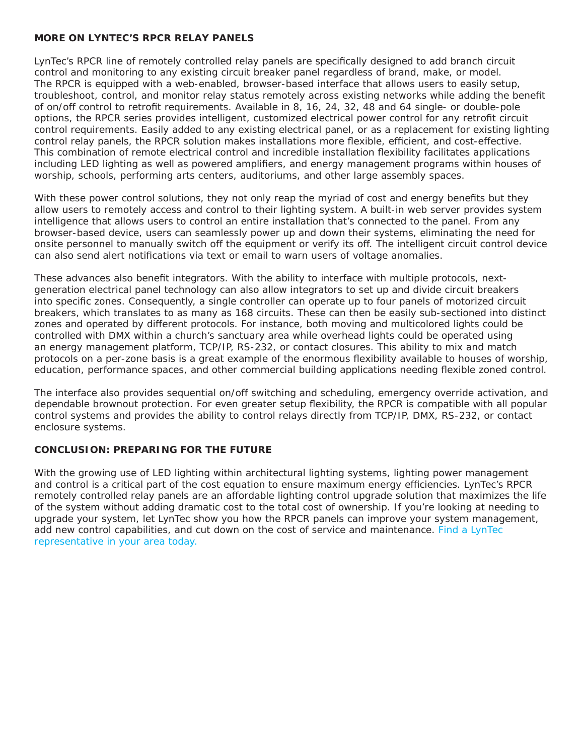## MORE ON LYNTEC'S RPCR RELAY PANELS

LynTec's RPCR line of remotely controlled relay panels are specifically designed to add branch circuit control and monitoring to any existing circuit breaker panel regardless of brand, make, or model. The RPCR is equipped with a web-enabled, browser-based interface that allows users to easily setup, troubleshoot, control, and monitor relay status remotely across existing networks while adding the benefit of on/off control to retrofit requirements. Available in 8, 16, 24, 32, 48 and 64 single- or double-pole options, the RPCR series provides intelligent, customized electrical power control for any retrofit circuit control requirements. Easily added to any existing electrical panel, or as a replacement for existing lighting control relay panels, the RPCR solution makes installations more flexible, efficient, and cost-effective. This combination of remote electrical control and incredible installation flexibility facilitates applications including LED lighting as well as powered amplifiers, and energy management programs within houses of worship, schools, performing arts centers, auditoriums, and other large assembly spaces.

With these power control solutions, they not only reap the myriad of cost and energy benefits but they allow users to remotely access and control to their lighting system. A built-in web server provides system intelligence that allows users to control an entire installation that's connected to the panel. From any browser-based device, users can seamlessly power up and down their systems, eliminating the need for onsite personnel to manually switch off the equipment or verify its off. The intelligent circuit control device can also send alert notifications via text or email to warn users of voltage anomalies.

These advances also benefit integrators. With the ability to interface with multiple protocols, next-generation electrical panel technology can also allow integrators to set up and divide circuit breakers into specific zones. Consequently, a single controller can operate up to four panels of motorized circuit breakers, which translates to as many as 168 circuits. These can then be easily sub-sectioned into distinct zones and operated by different protocols. For instance, both moving and multicolored lights could be controlled with DMX within a church's sanctuary area while overhead lights could be operated using an energy management platform, TCP/IP, RS-232, or contact closures. This ability to mix and match protocols on a per-zone basis is a great example of the enormous flexibility available to houses of worship, education, performance spaces, and other commercial building applications needing flexible zoned control.

The interface also provides sequential on/off switching and scheduling, emergency override activation, and dependable brownout protection. For even greater setup flexibility, the RPCR is compatible with all popular control systems and provides the ability to control relays directly from TCP/IP, DMX, RS-232, or contact enclosure systems.

## CONCLUSION: PREPARING FOR THE FUTURE

With the growing use of LED lighting within architectural lighting systems, lighting power management and control is a critical part of the cost equation to ensure maximum energy efficiencies. LynTec's RPCR remotely controlled relay panels are an affordable lighting control upgrade solution that maximizes the life of the system without adding dramatic cost to the total cost of ownership. If you're looking at needing to upgrade your system, let LynTec show you how the RPCR panels can improve your system management, add new control capabilities, and cut down on the cost of service and maintenance. Find a LynTec representative in your area today.